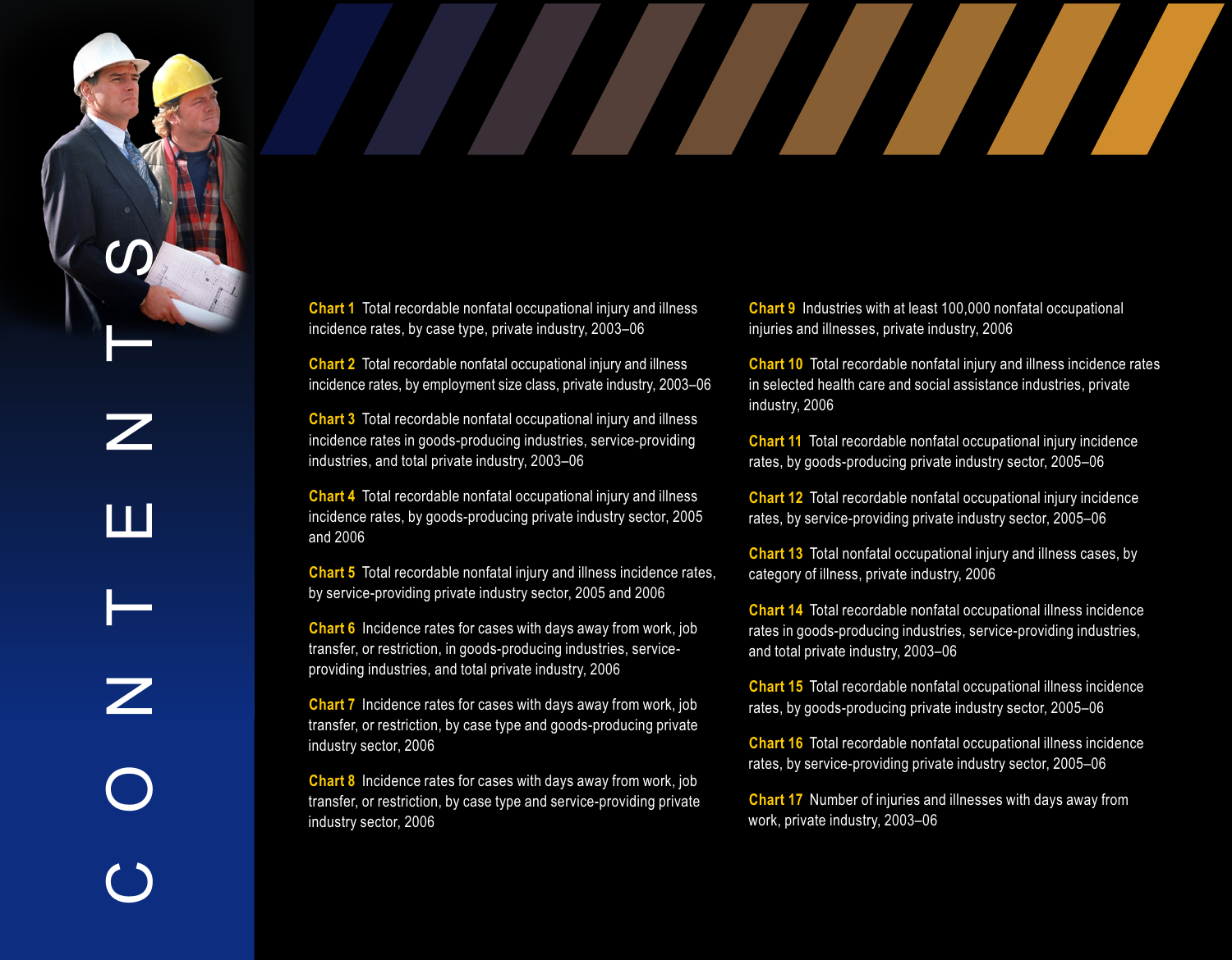# CONTENTS

**Chart 1** Total recordable nonfatal occupational injury and illness incidence rates, by case type, private industry, 2003–06

**Chart 2** Total recordable nonfatal occupational injury and illness incidence rates, by employment size class, private industry, 2003–06

**Chart 3** Total recordable nonfatal occupational injury and illness incidence rates in goods-producing industries, service-providing industries, and total private industry, 2003–06

**Chart 4** Total recordable nonfatal occupational injury and illness incidence rates, by goods-producing private industry sector, 2005 and 2006

**Chart 5** Total recordable nonfatal injury and illness incidence rates, by service-providing private industry sector, 2005 and 2006

**Chart 6** Incidence rates for cases with days away from work, job transfer, or restriction, in goods-producing industries, service-providing industries, and total private industry, 2006

**Chart 7** Incidence rates for cases with days away from work, job transfer, or restriction, by case type and goods-producing private industry sector, 2006

**Chart 8** Incidence rates for cases with days away from work, job transfer, or restriction, by case type and service-providing private industry sector, 2006

**Chart 9** Industries with at least 100,000 nonfatal occupational injuries and illnesses, private industry, 2006

**Chart 10** Total recordable nonfatal injury and illness incidence rates in selected health care and social assistance industries, private industry, 2006

**Chart 11** Total recordable nonfatal occupational injury incidence rates, by goods-producing private industry sector, 2005–06

**Chart 12** Total recordable nonfatal occupational injury incidence rates, by service-providing private industry sector, 2005–06

**Chart 13** Total nonfatal occupational injury and illness cases, by category of illness, private industry, 2006

**Chart 14** Total recordable nonfatal occupational illness incidence rates in goods-producing industries, service-providing industries, and total private industry, 2003–06

**Chart 15** Total recordable nonfatal occupational illness incidence rates, by goods-producing private industry sector, 2005–06

**Chart 16** Total recordable nonfatal occupational illness incidence rates, by service-providing private industry sector, 2005–06

**Chart 17** Number of injuries and illnesses with days away from work, private industry, 2003–06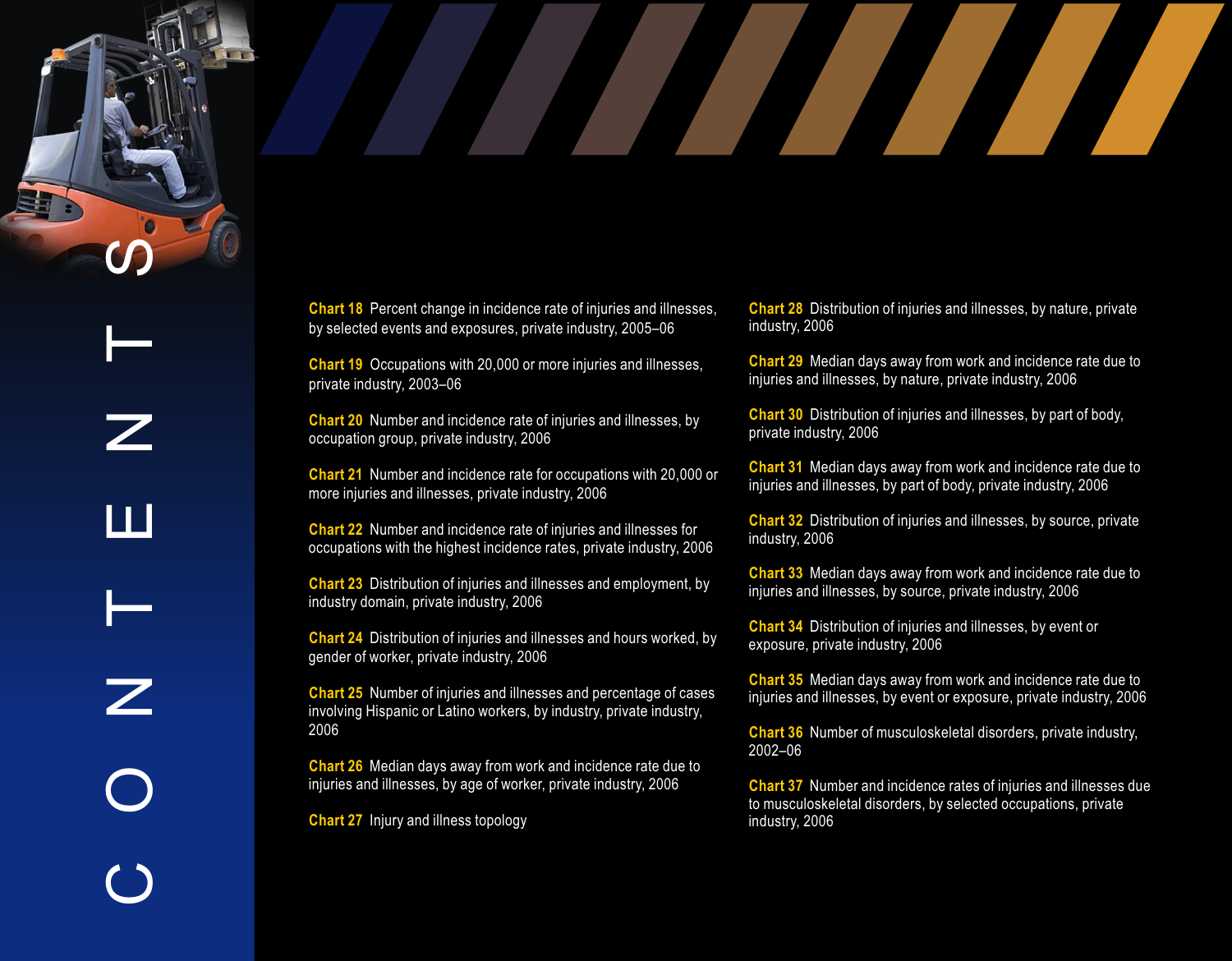# CONTENTS

**Chart 18** Percent change in incidence rate of injuries and illnesses, by selected events and exposures, private industry, 2005–06

**Chart 19** Occupations with 20,000 or more injuries and illnesses, private industry, 2003–06

**Chart 20** Number and incidence rate of injuries and illnesses, by occupation group, private industry, 2006

**Chart 21** Number and incidence rate for occupations with 20,000 or more injuries and illnesses, private industry, 2006

**Chart 22** Number and incidence rate of injuries and illnesses for occupations with the highest incidence rates, private industry, 2006

**Chart 23** Distribution of injuries and illnesses and employment, by industry domain, private industry, 2006

**Chart 24** Distribution of injuries and illnesses and hours worked, by gender of worker, private industry, 2006

**Chart 25** Number of injuries and illnesses and percentage of cases involving Hispanic or Latino workers, by industry, private industry, 2006

**Chart 26** Median days away from work and incidence rate due to injuries and illnesses, by age of worker, private industry, 2006

**Chart 27** Injury and illness topology

**Chart 28** Distribution of injuries and illnesses, by nature, private industry, 2006

**Chart 29** Median days away from work and incidence rate due to injuries and illnesses, by nature, private industry, 2006

**Chart 30** Distribution of injuries and illnesses, by part of body, private industry, 2006

**Chart 31** Median days away from work and incidence rate due to injuries and illnesses, by part of body, private industry, 2006

**Chart 32** Distribution of injuries and illnesses, by source, private industry, 2006

**Chart 33** Median days away from work and incidence rate due to injuries and illnesses, by source, private industry, 2006

**Chart 34** Distribution of injuries and illnesses, by event or exposure, private industry, 2006

**Chart 35** Median days away from work and incidence rate due to injuries and illnesses, by event or exposure, private industry, 2006

**Chart 36** Number of musculoskeletal disorders, private industry, 2002–06

**Chart 37** Number and incidence rates of injuries and illnesses due to musculoskeletal disorders, by selected occupations, private industry, 2006